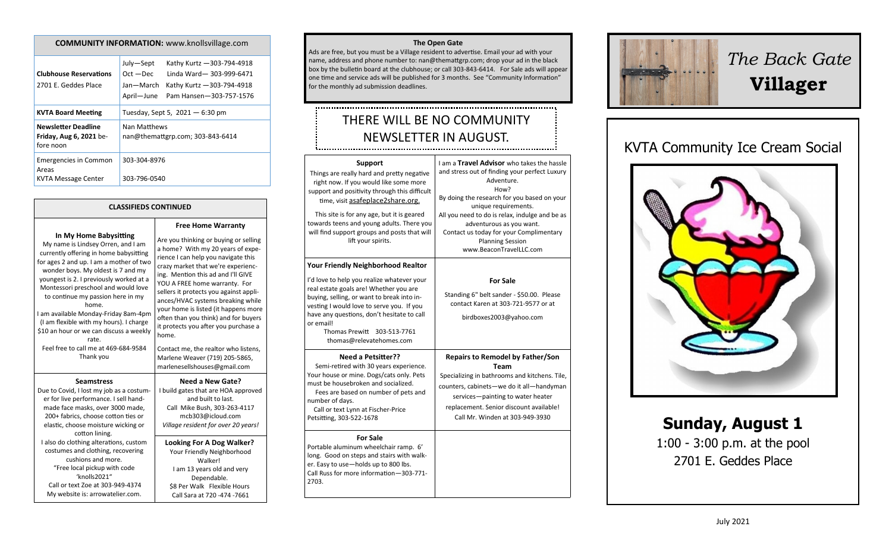| **COMMUNITY INFORMATION:** www.knollsvillage.com | |
|---|---|
| **Clubhouse Reservations** 2701 E. Geddes Place | July—Sept Kathy Kurtz —303-794-4918<br>Oct —Dec Linda Ward— 303-999-6471<br>Jan—March Kathy Kurtz —303-794-4918<br>April—June Pam Hansen—303-757-1576 |
| **KVTA Board Meeting** | Tuesday, Sept 5, 2021 — 6:30 pm |
| **Newsletter Deadline** **Friday, Aug 6, 2021** before noon | Nan Matthews<br>nan@themattgrp.com; 303-843-6414 |
| Emergencies in Common Areas | 303-304-8976 |
| KVTA Message Center | 303-796-0540 |

## CLASSIFIEDS CONTINUED

**In My Home Babysitting**

My name is Lindsey Orren, and I am currently offering in home babysitting for ages 2 and up. I am a mother of two wonder boys. My oldest is 7 and my youngest is 2. I previously worked at a Montessori preschool and would love to continue my passion here in my home.

I am available Monday-Friday 8am-4pm (I am flexible with my hours). I charge $10 an hour or we can discuss a weekly rate.

Feel free to call me at 469-684-9584

Thank you

**Free Home Warranty**

Are you thinking or buying or selling a home? With my 20 years of experience I can help you navigate this crazy market that we're experiencing. Mention this ad and I'll GIVE YOU A FREE home warranty. For sellers it protects you against appliances/HVAC systems breaking while your home is listed (it happens more often than you think) and for buyers it protects you after you purchase a home.

Contact me, the realtor who listens, Marlene Weaver (719) 205-5865, marlenesellshouses@gmail.com

**Seamstress**

Due to Covid, I lost my job as a costumer for live performance. I sell handmade face masks, over 3000 made, 200+ fabrics, choose cotton ties or elastic, choose moisture wicking or cotton lining.

I also do clothing alterations, custom costumes and clothing, recovering cushions and more.

"Free local pickup with code 'knolls2021"

Call or text Zoe at 303-949-4374

My website is: arrowatelier.com.

**Need a New Gate?**

I build gates that are HOA approved and built to last.

Call Mike Bush, 303-263-4117

mcb303@icloud.com

*Village resident for over 20 years!*

**Looking For A Dog Walker?**

Your Friendly Neighborhood Walker!

I am 13 years old and very Dependable.

$8 Per Walk Flexible Hours

Call Sara at 720 -474 -7661

**The Open Gate**

Ads are free, but you must be a Village resident to advertise. Email your ad with your name, address and phone number to: nan@themattgrp.com; drop your ad in the black box by the bulletin board at the clubhouse; or call 303-843-6414. For Sale ads will appear one time and service ads will be published for 3 months. See "Community Information" for the monthly ad submission deadlines.

## THERE WILL BE NO COMMUNITY NEWSLETTER IN AUGUST.

**Support**

Things are really hard and pretty negative right now. If you would like some more support and positivity through this difficult time, visit asafeplace2share.org.

This site is for any age, but it is geared towards teens and young adults. There you will find support groups and posts that will lift your spirits.

I am a **Travel Advisor** who takes the hassle and stress out of finding your perfect Luxury Adventure.

How?

By doing the research for you based on your unique requirements.

All you need to do is relax, indulge and be as adventurous as you want.

Contact us today for your Complimentary Planning Session

www.BeaconTravelLLC.com

**Your Friendly Neighborhood Realtor**

I'd love to help you realize whatever your real estate goals are! Whether you are buying, selling, or want to break into investing I would love to serve you. If you have any questions, don't hesitate to call or email!

Thomas Prewitt 303-513-7761

thomas@relevatehomes.com

**For Sale**

Standing 6" belt sander - $50.00. Please contact Karen at 303-721-9577 or at

birdboxes2003@yahoo.com

**Need a Petsitter??**

Semi-retired with 30 years experience. Your house or mine. Dogs/cats only. Pets must be housebroken and socialized.

Fees are based on number of pets and number of days.

Call or text Lynn at Fischer-Price Petsitting, 303-522-1678

**Repairs to Remodel by Father/Son Team**

Specializing in bathrooms and kitchens. Tile, counters, cabinets—we do it all—handyman services—painting to water heater replacement. Senior discount available! Call Mr. Winden at 303-949-3930

**For Sale**

Portable aluminum wheelchair ramp. 6' long. Good on steps and stairs with walker. Easy to use—holds up to 800 lbs. Call Russ for more information—303-771-2703.

# *The Back Gate* **Villager**

## KVTA Community Ice Cream Social

**Sunday, August 1**

1:00 - 3:00 p.m. at the pool

2701 E. Geddes Place

July 2021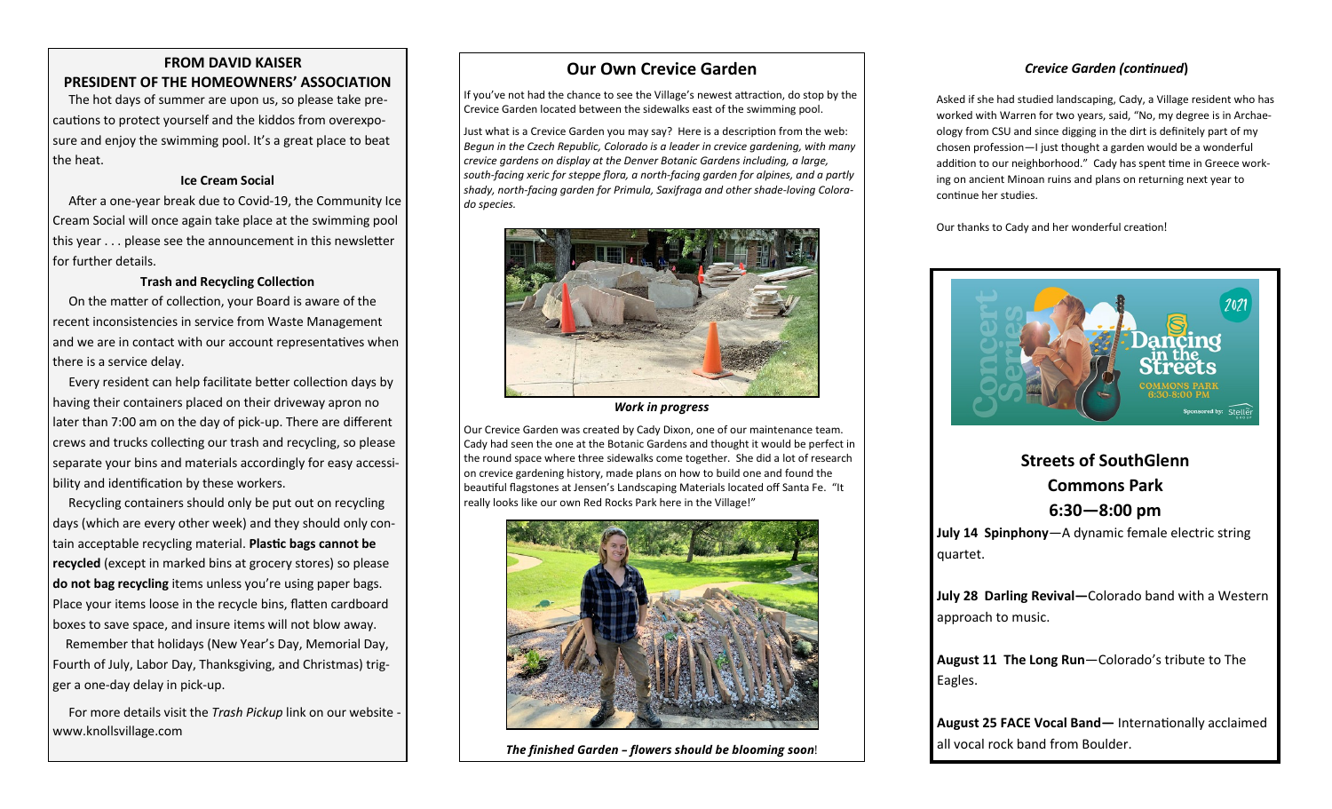## FROM DAVID KAISER
## PRESIDENT OF THE HOMEOWNERS' ASSOCIATION

The hot days of summer are upon us, so please take precautions to protect yourself and the kiddos from overexposure and enjoy the swimming pool. It's a great place to beat the heat.

### Ice Cream Social

After a one-year break due to Covid-19, the Community Ice Cream Social will once again take place at the swimming pool this year . . . please see the announcement in this newsletter for further details.

### Trash and Recycling Collection

On the matter of collection, your Board is aware of the recent inconsistencies in service from Waste Management and we are in contact with our account representatives when there is a service delay.

Every resident can help facilitate better collection days by having their containers placed on their driveway apron no later than 7:00 am on the day of pick-up. There are different crews and trucks collecting our trash and recycling, so please separate your bins and materials accordingly for easy accessibility and identification by these workers.

Recycling containers should only be put out on recycling days (which are every other week) and they should only contain acceptable recycling material. **Plastic bags cannot be recycled** (except in marked bins at grocery stores) so please **do not bag recycling** items unless you're using paper bags. Place your items loose in the recycle bins, flatten cardboard boxes to save space, and insure items will not blow away.

Remember that holidays (New Year's Day, Memorial Day, Fourth of July, Labor Day, Thanksgiving, and Christmas) trigger a one-day delay in pick-up.

For more details visit the *Trash Pickup* link on our website - www.knollsvillage.com

## Our Own Crevice Garden

If you've not had the chance to see the Village's newest attraction, do stop by the Crevice Garden located between the sidewalks east of the swimming pool.

Just what is a Crevice Garden you may say? Here is a description from the web: *Begun in the Czech Republic, Colorado is a leader in crevice gardening, with many crevice gardens on display at the Denver Botanic Gardens including, a large, south-facing xeric for steppe flora, a north-facing garden for alpines, and a partly shady, north-facing garden for Primula, Saxifraga and other shade-loving Colorado species.*

***Work in progress***

Our Crevice Garden was created by Cady Dixon, one of our maintenance team. Cady had seen the one at the Botanic Gardens and thought it would be perfect in the round space where three sidewalks come together. She did a lot of research on crevice gardening history, made plans on how to build one and found the beautiful flagstones at Jensen's Landscaping Materials located off Santa Fe. "It really looks like our own Red Rocks Park here in the Village!"

***The finished Garden – flowers should be blooming soon***!

### *Crevice Garden (continued)*

Asked if she had studied landscaping, Cady, a Village resident who has worked with Warren for two years, said, "No, my degree is in Archaeology from CSU and since digging in the dirt is definitely part of my chosen profession—I just thought a garden would be a wonderful addition to our neighborhood." Cady has spent time in Greece working on ancient Minoan ruins and plans on returning next year to continue her studies.

Our thanks to Cady and her wonderful creation!

Concert Series 2021

Dancing in the Streets

COMMONS PARK 6:30-8:00 PM

Sponsored by: Steller

## Streets of SouthGlenn Commons Park 6:30—8:00 pm

**July 14 Spinphony**—A dynamic female electric string quartet.

**July 28 Darling Revival—**Colorado band with a Western approach to music.

**August 11 The Long Run**—Colorado's tribute to The Eagles.

**August 25 FACE Vocal Band—** Internationally acclaimed all vocal rock band from Boulder.